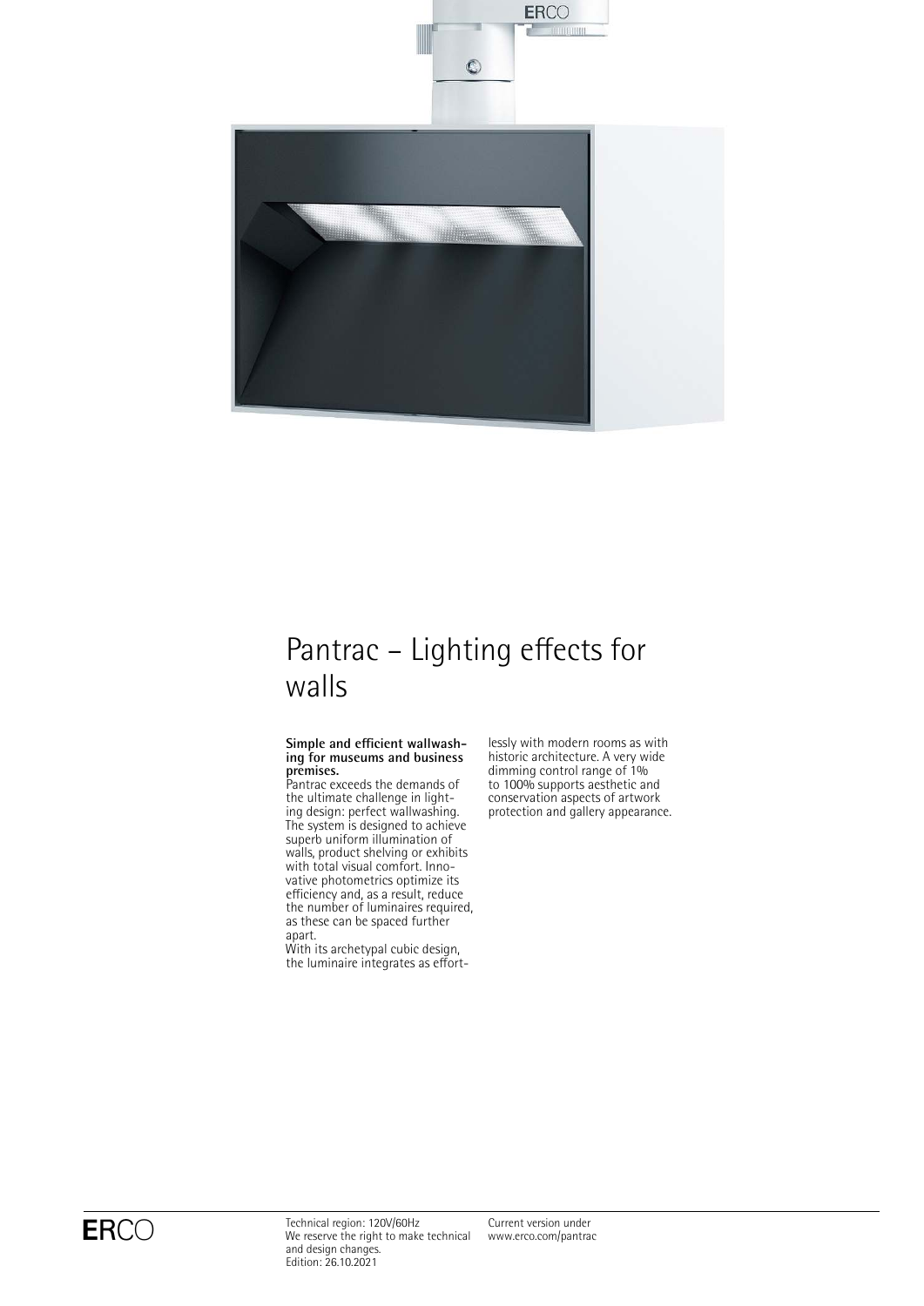# Pantrac – Lighting effects for walls

**Simple and efficient wallwashing for museums and business premises.**
Pantrac exceeds the demands of the ultimate challenge in lighting design: perfect wallwashing. The system is designed to achieve superb uniform illumination of walls, product shelving or exhibits with total visual comfort. Innovative photometrics optimize its efficiency and, as a result, reduce the number of luminaires required, as these can be spaced further apart.
With its archetypal cubic design, the luminaire integrates as effortlessly with modern rooms as with historic architecture. A very wide dimming control range of 1% to 100% supports aesthetic and conservation aspects of artwork protection and gallery appearance.

Technical region: 120V/60Hz
We reserve the right to make technical and design changes.
Edition: 26.10.2021

Current version under www.erco.com/pantrac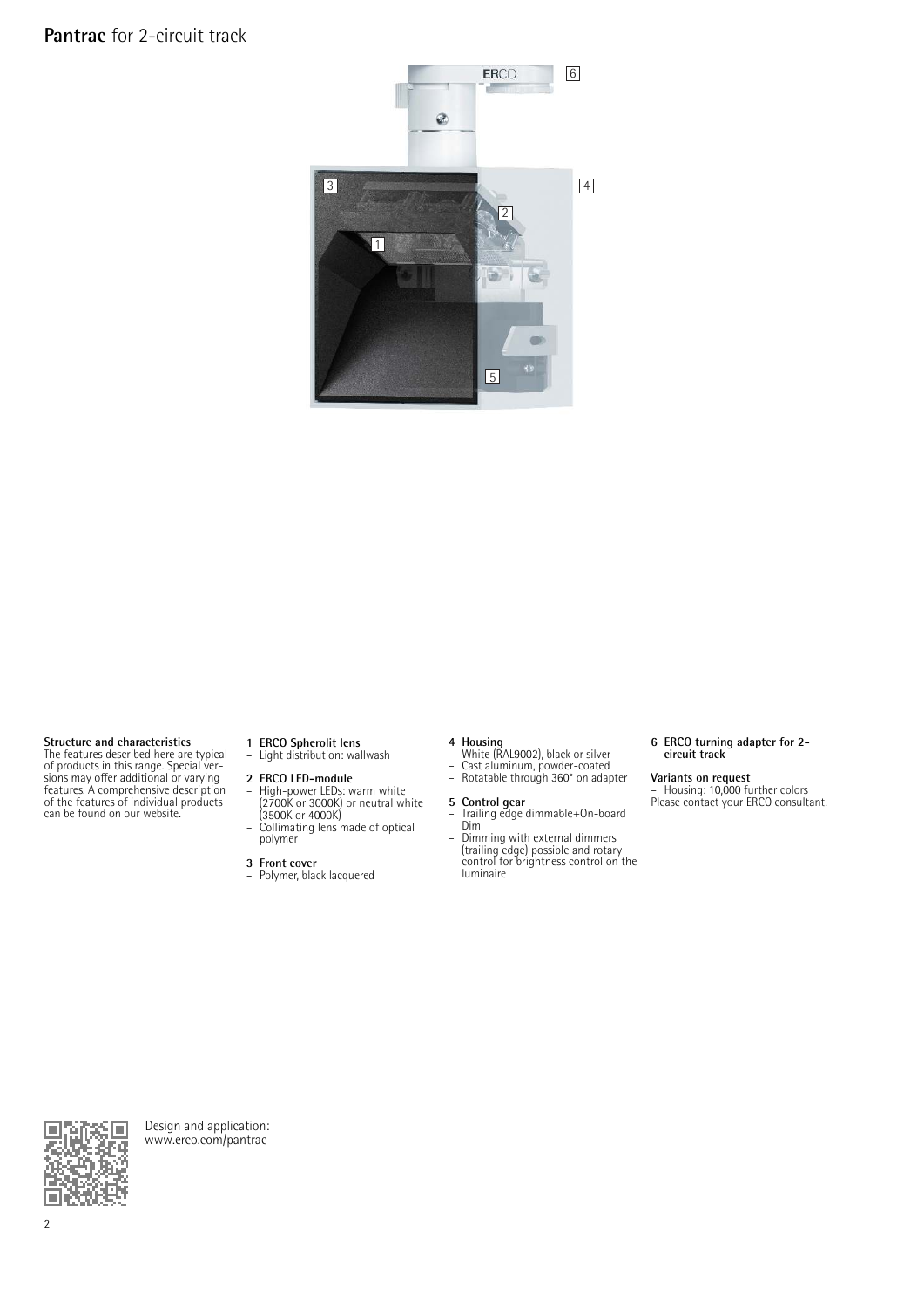# **Pantrac** for 2-circuit track

**Structure and characteristics**
The features described here are typical of products in this range. Special versions may offer additional or varying features. A comprehensive description of the features of individual products can be found on our website.

**1 ERCO Spherolit lens**
- Light distribution: wallwash

**2 ERCO LED-module**
- High-power LEDs: warm white (2700K or 3000K) or neutral white (3500K or 4000K)
- Collimating lens made of optical polymer

**3 Front cover**
- Polymer, black lacquered

**4 Housing**
- White (RAL9002), black or silver
- Cast aluminum, powder-coated
- Rotatable through 360° on adapter

**5 Control gear**
- Trailing edge dimmable+On-board Dim
- Dimming with external dimmers (trailing edge) possible and rotary control for brightness control on the luminaire

**6 ERCO turning adapter for 2-circuit track**

**Variants on request**
- Housing: 10,000 further colors

Please contact your ERCO consultant.

Design and application:
www.erco.com/pantrac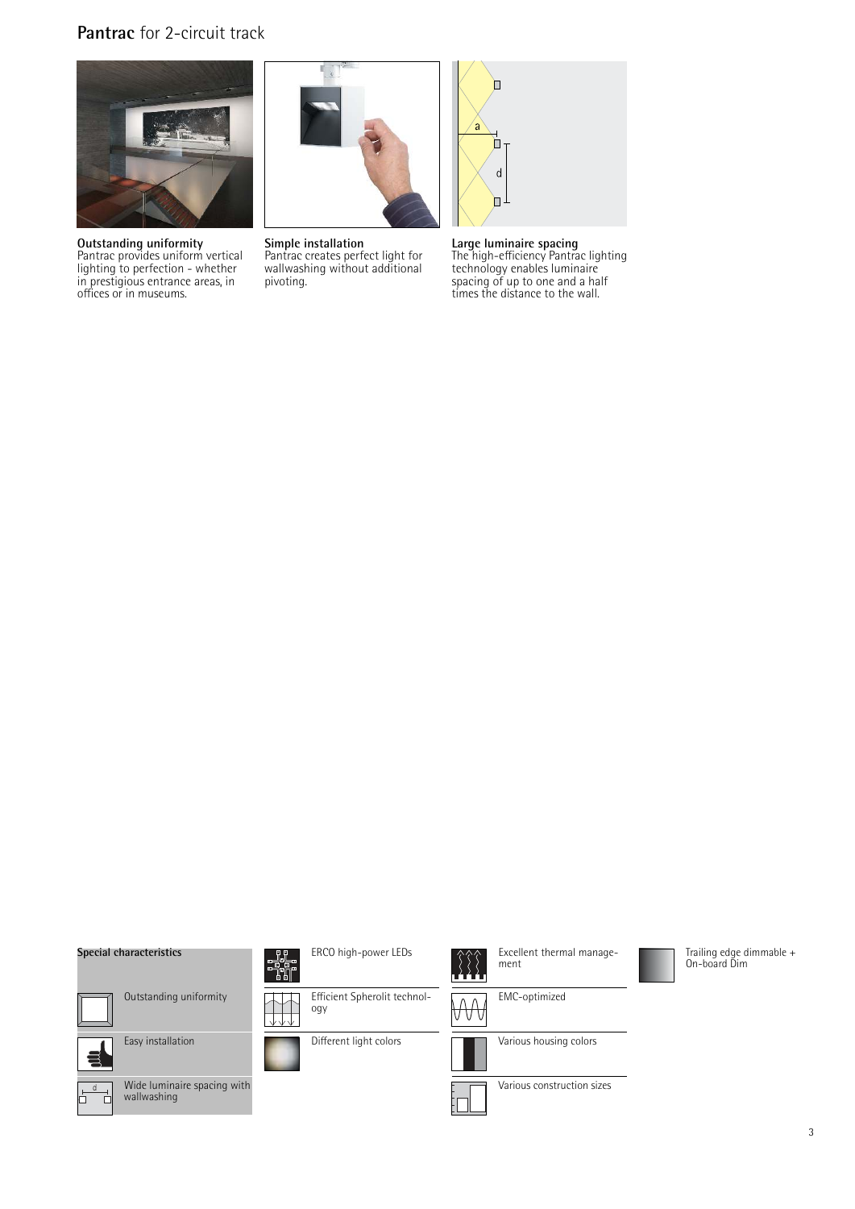# **Pantrac** for 2-circuit track

**Outstanding uniformity**
Pantrac provides uniform vertical lighting to perfection - whether in prestigious entrance areas, in offices or in museums.

**Simple installation**
Pantrac creates perfect light for wallwashing without additional pivoting.

**Large luminaire spacing**
The high-efficiency Pantrac lighting technology enables luminaire spacing of up to one and a half times the distance to the wall.

**Special characteristics**

- Outstanding uniformity
- Easy installation
- Wide luminaire spacing with wallwashing
- ERCO high-power LEDs
- Efficient Spherolit technology
- Different light colors
- Excellent thermal management
- EMC-optimized
- Various housing colors
- Various construction sizes
- Trailing edge dimmable + On-board Dim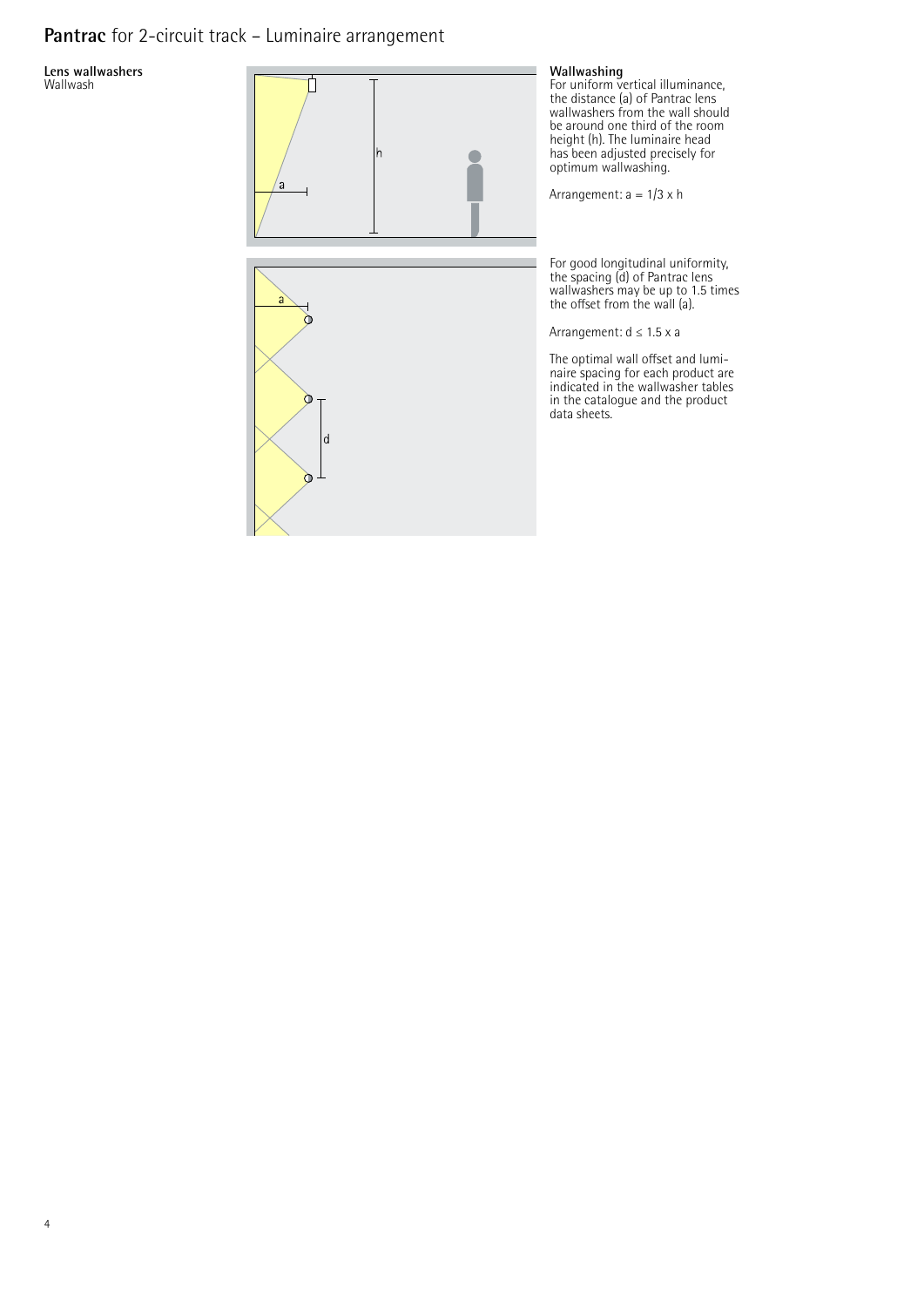# **Pantrac** for 2-circuit track – Luminaire arrangement

**Lens wallwashers**
Wallwash

**Wallwashing**
For uniform vertical illuminance, the distance (a) of Pantrac lens wallwashers from the wall should be around one third of the room height (h). The luminaire head has been adjusted precisely for optimum wallwashing.

Arrangement: $a = 1/3 \times h$

For good longitudinal uniformity, the spacing (d) of Pantrac lens wallwashers may be up to 1.5 times the offset from the wall (a).

Arrangement: $d \leq 1.5 \times a$

The optimal wall offset and luminaire spacing for each product are indicated in the wallwasher tables in the catalogue and the product data sheets.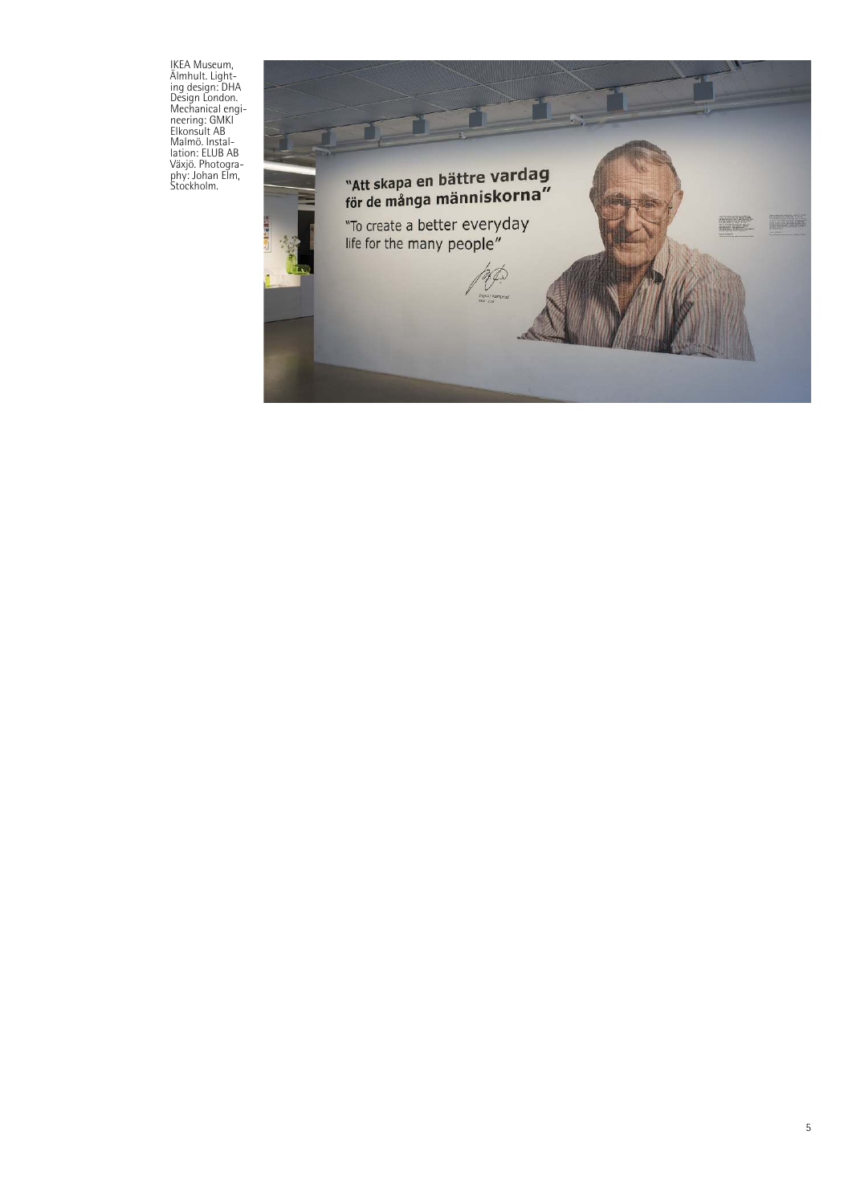IKEA Museum, Älmhult. Lighting design: DHA Design London. Mechanical engineering: GMKI Elkonsult AB Malmö. Installation: ELUB AB Växjö. Photography: Johan Elm, Stockholm.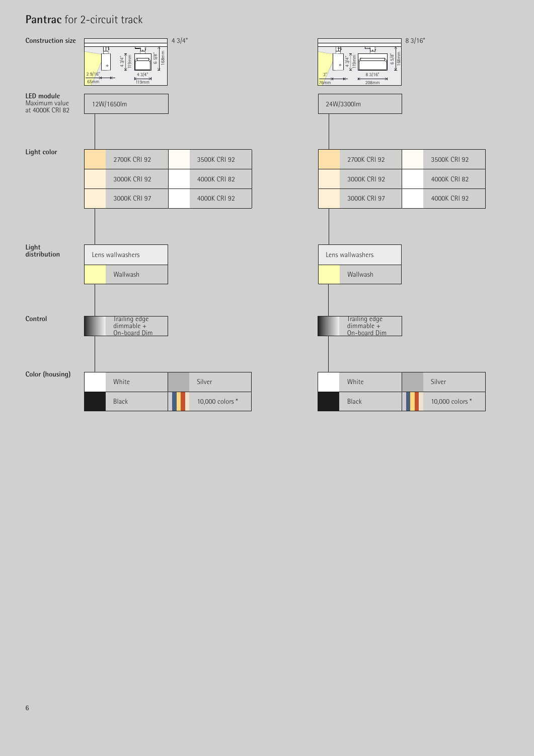# **Pantrac** for 2-circuit track

| | 4 3/4" | 8 3/16" |
|---|---|---|
| **Construction size** | 2 9/16" / 65mm; 4 3/4" / 119mm; 4 3/4" / 119mm; 6 5/8" / 168mm | 3" / 76mm; 4 3/4" / 119mm; 8 3/16" / 208mm; 6 5/8" / 168mm |
| **LED module** Maximum value at 4000K CRI 82 | 12W/1650lm | 24W/3300lm |
| **Light color** | 2700K CRI 92 | 2700K CRI 92 |
| | 3000K CRI 92 | 3000K CRI 92 |
| | 3000K CRI 97 | 3000K CRI 97 |
| | 3500K CRI 92 | 3500K CRI 92 |
| | 4000K CRI 82 | 4000K CRI 82 |
| | 4000K CRI 92 | 4000K CRI 92 |
| **Light distribution** | Lens wallwashers: Wallwash | Lens wallwashers: Wallwash |
| **Control** | Trailing edge dimmable + On-board Dim | Trailing edge dimmable + On-board Dim |
| **Color (housing)** | White | White |
| | Black | Black |
| | Silver | Silver |
| | 10,000 colors * | 10,000 colors * |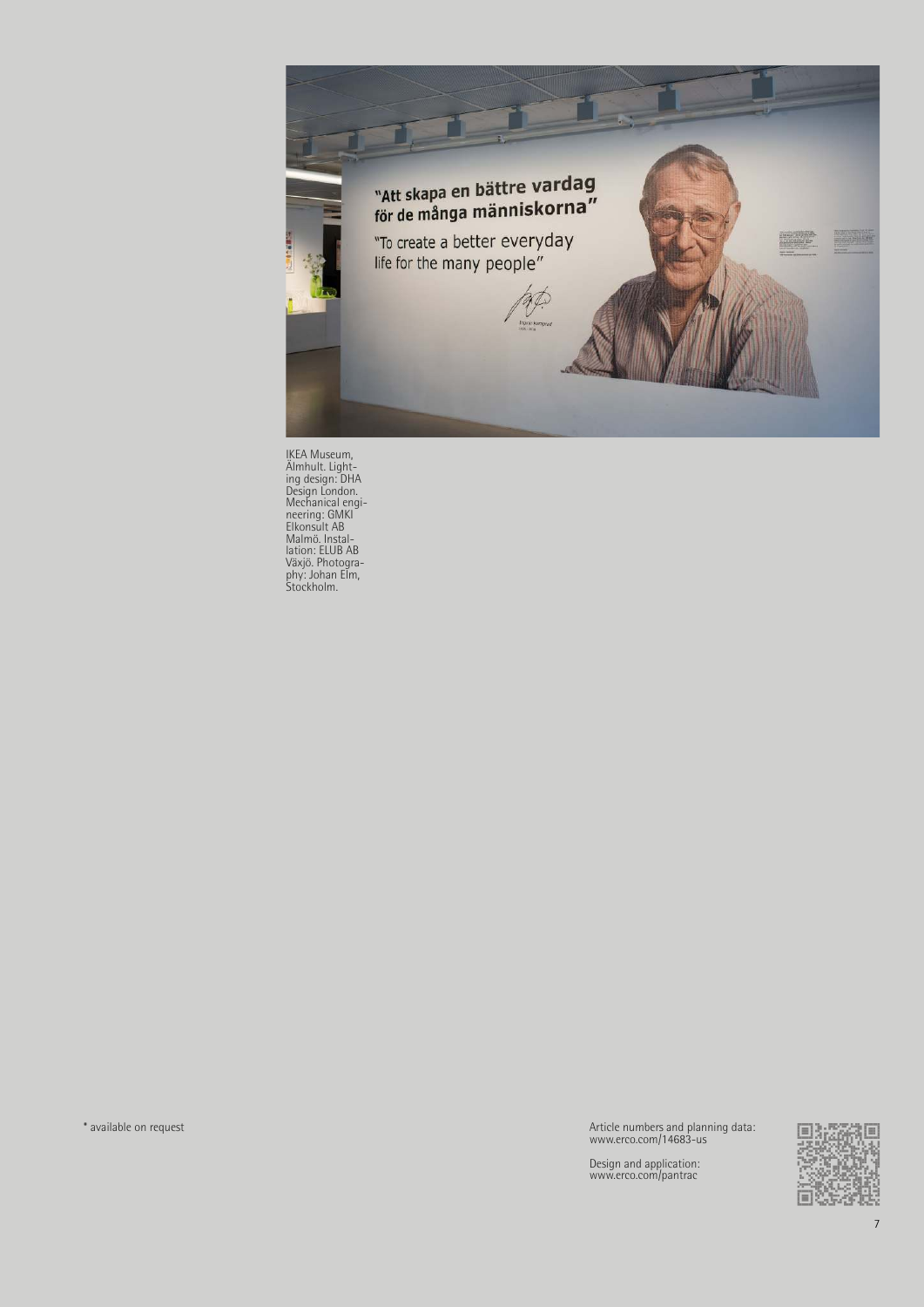IKEA Museum, Älmhult. Lighting design: DHA Design London. Mechanical engineering: GMKI Elkonsult AB Malmö. Installation: ELUB AB Växjö. Photography: Johan Elm, Stockholm.

* available on request

Article numbers and planning data:
www.erco.com/14683-us

Design and application:
www.erco.com/pantrac